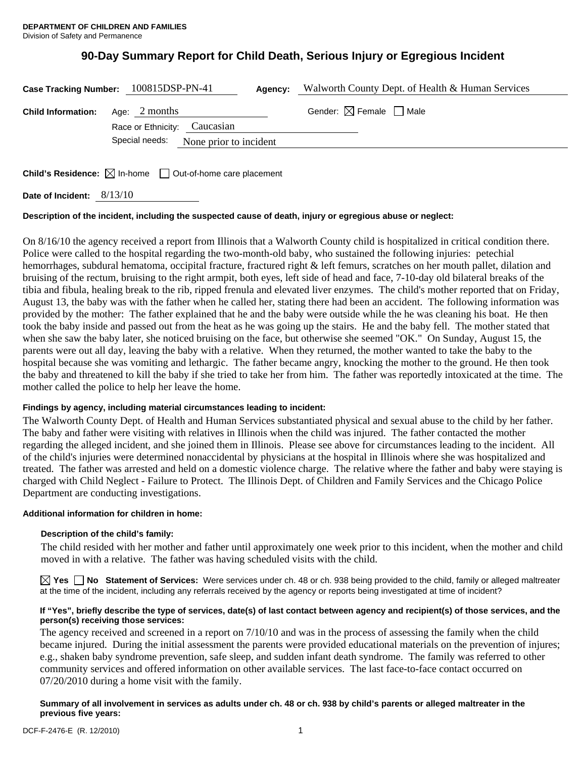**DEPARTMENT OF CHILDREN AND FAMILIES**
Division of Safety and Permanence

# 90-Day Summary Report for Child Death, Serious Injury or Egregious Incident

**Case Tracking Number:** 100815DSP-PN-41 **Agency:** Walworth County Dept. of Health & Human Services

**Child Information:** Age: 2 months Gender: ☒ Female ☐ Male

Race or Ethnicity: Caucasian

Special needs: None prior to incident

**Child's Residence:** ☒ In-home ☐ Out-of-home care placement

**Date of Incident:** 8/13/10

**Description of the incident, including the suspected cause of death, injury or egregious abuse or neglect:**

On 8/16/10 the agency received a report from Illinois that a Walworth County child is hospitalized in critical condition there. Police were called to the hospital regarding the two-month-old baby, who sustained the following injuries: petechial hemorrhages, subdural hematoma, occipital fracture, fractured right & left femurs, scratches on her mouth pallet, dilation and bruising of the rectum, bruising to the right armpit, both eyes, left side of head and face, 7-10-day old bilateral breaks of the tibia and fibula, healing break to the rib, ripped frenula and elevated liver enzymes. The child's mother reported that on Friday, August 13, the baby was with the father when he called her, stating there had been an accident. The following information was provided by the mother: The father explained that he and the baby were outside while the he was cleaning his boat. He then took the baby inside and passed out from the heat as he was going up the stairs. He and the baby fell. The mother stated that when she saw the baby later, she noticed bruising on the face, but otherwise she seemed "OK." On Sunday, August 15, the parents were out all day, leaving the baby with a relative. When they returned, the mother wanted to take the baby to the hospital because she was vomiting and lethargic. The father became angry, knocking the mother to the ground. He then took the baby and threatened to kill the baby if she tried to take her from him. The father was reportedly intoxicated at the time. The mother called the police to help her leave the home.

**Findings by agency, including material circumstances leading to incident:**

The Walworth County Dept. of Health and Human Services substantiated physical and sexual abuse to the child by her father. The baby and father were visiting with relatives in Illinois when the child was injured. The father contacted the mother regarding the alleged incident, and she joined them in Illinois. Please see above for circumstances leading to the incident. All of the child's injuries were determined nonaccidental by physicians at the hospital in Illinois where she was hospitalized and treated. The father was arrested and held on a domestic violence charge. The relative where the father and baby were staying is charged with Child Neglect - Failure to Protect. The Illinois Dept. of Children and Family Services and the Chicago Police Department are conducting investigations.

**Additional information for children in home:**

**Description of the child's family:**

The child resided with her mother and father until approximately one week prior to this incident, when the mother and child moved in with a relative. The father was having scheduled visits with the child.

☒ **Yes** ☐ **No Statement of Services:** Were services under ch. 48 or ch. 938 being provided to the child, family or alleged maltreater at the time of the incident, including any referrals received by the agency or reports being investigated at time of incident?

**If "Yes", briefly describe the type of services, date(s) of last contact between agency and recipient(s) of those services, and the person(s) receiving those services:**

The agency received and screened in a report on 7/10/10 and was in the process of assessing the family when the child became injured. During the initial assessment the parents were provided educational materials on the prevention of injures; e.g., shaken baby syndrome prevention, safe sleep, and sudden infant death syndrome. The family was referred to other community services and offered information on other available services. The last face-to-face contact occurred on 07/20/2010 during a home visit with the family.

**Summary of all involvement in services as adults under ch. 48 or ch. 938 by child's parents or alleged maltreater in the previous five years:**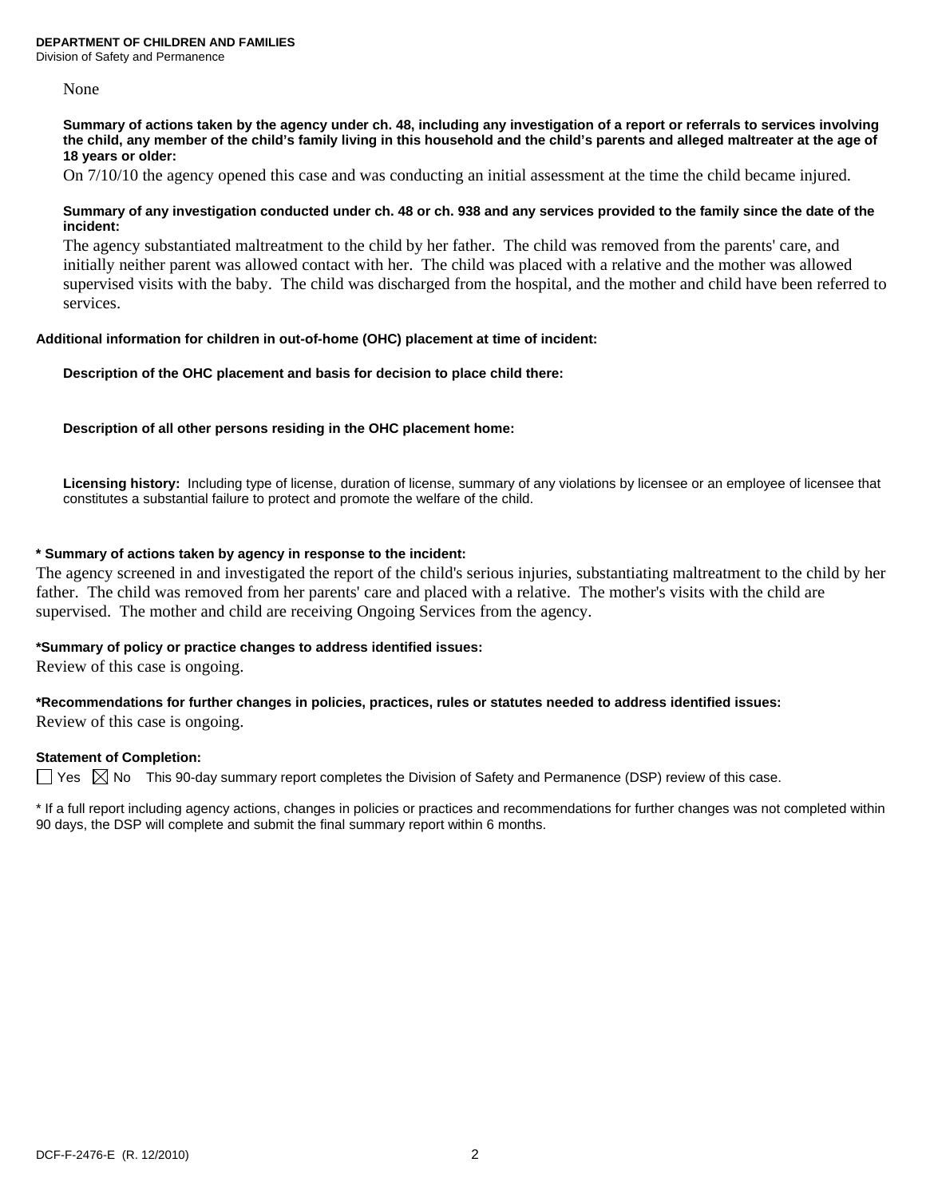None

**Summary of actions taken by the agency under ch. 48, including any investigation of a report or referrals to services involving the child, any member of the child's family living in this household and the child's parents and alleged maltreater at the age of 18 years or older:**

On 7/10/10 the agency opened this case and was conducting an initial assessment at the time the child became injured.

**Summary of any investigation conducted under ch. 48 or ch. 938 and any services provided to the family since the date of the incident:**

The agency substantiated maltreatment to the child by her father. The child was removed from the parents' care, and initially neither parent was allowed contact with her. The child was placed with a relative and the mother was allowed supervised visits with the baby. The child was discharged from the hospital, and the mother and child have been referred to services.

**Additional information for children in out-of-home (OHC) placement at time of incident:**

**Description of the OHC placement and basis for decision to place child there:**

**Description of all other persons residing in the OHC placement home:**

**Licensing history:** Including type of license, duration of license, summary of any violations by licensee or an employee of licensee that constitutes a substantial failure to protect and promote the welfare of the child.

**\* Summary of actions taken by agency in response to the incident:**

The agency screened in and investigated the report of the child's serious injuries, substantiating maltreatment to the child by her father. The child was removed from her parents' care and placed with a relative. The mother's visits with the child are supervised. The mother and child are receiving Ongoing Services from the agency.

**\*Summary of policy or practice changes to address identified issues:**

Review of this case is ongoing.

**\*Recommendations for further changes in policies, practices, rules or statutes needed to address identified issues:**

Review of this case is ongoing.

**Statement of Completion:**

☐ Yes ☒ No This 90-day summary report completes the Division of Safety and Permanence (DSP) review of this case.

\* If a full report including agency actions, changes in policies or practices and recommendations for further changes was not completed within 90 days, the DSP will complete and submit the final summary report within 6 months.

DCF-F-2476-E (R. 12/2010)